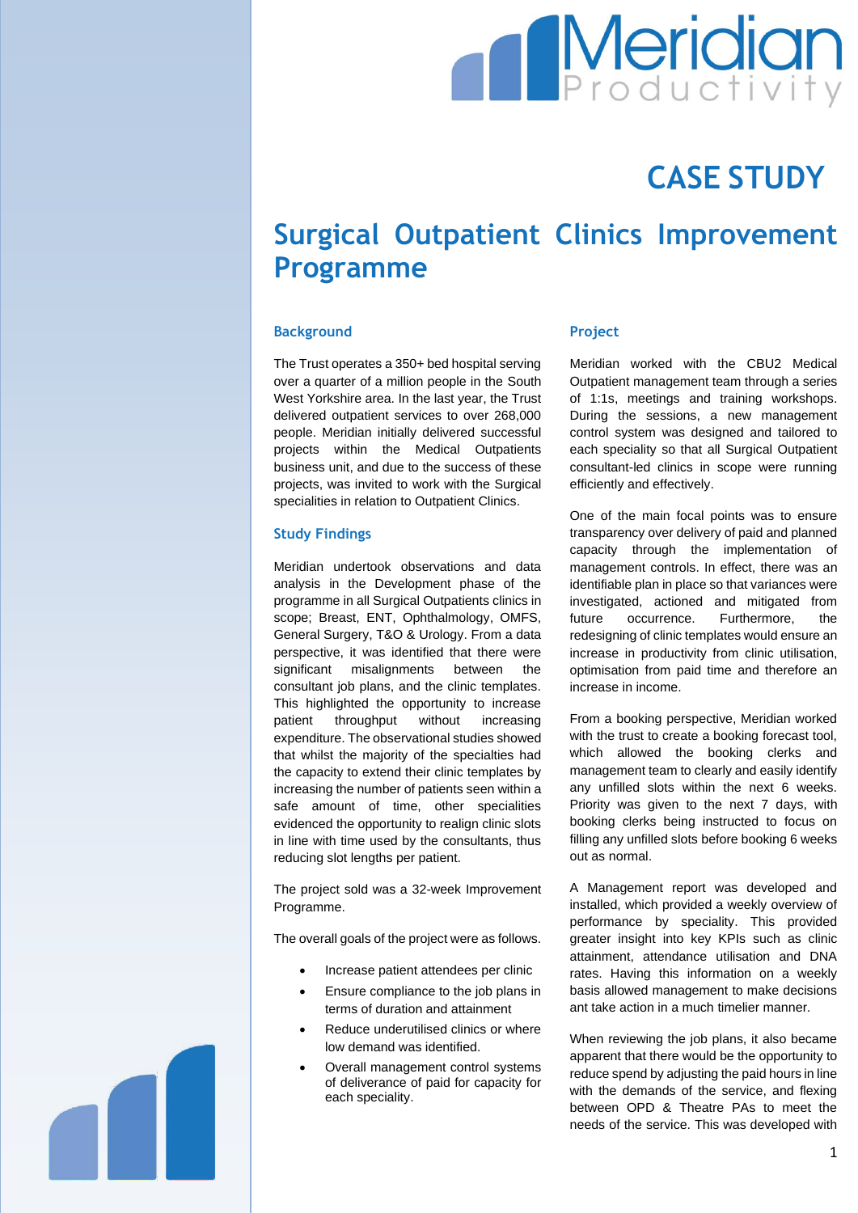# CASE STUDY

# Surgical Outpatient Clinics Improvement Programme

## Background

The Trust operates a 350+ bed hospital serving over a quarter of a million people in the South West Yorkshire area. In the last year, the Trust delivered outpatient services to over 268,000 people. Meridian initially delivered successful projects within the Medical Outpatients business unit, and due to the success of these projects, was invited to work with the Surgical specialities in relation to Outpatient Clinics.

## Study Findings

Meridian undertook observations and data analysis in the Development phase of the programme in all Surgical Outpatients clinics in scope; Breast, ENT, Ophthalmology, OMFS, General Surgery, T&O & Urology. From a data perspective, it was identified that there were significant misalignments between the consultant job plans, and the clinic templates. This highlighted the opportunity to increase patient throughput without increasing expenditure. The observational studies showed that whilst the majority of the specialties had the capacity to extend their clinic templates by increasing the number of patients seen within a safe amount of time, other specialities evidenced the opportunity to realign clinic slots in line with time used by the consultants, thus reducing slot lengths per patient.

The project sold was a 32-week Improvement Programme.

The overall goals of the project were as follows.

- Increase patient attendees per clinic
- Ensure compliance to the job plans in terms of duration and attainment
- Reduce underutilised clinics or where low demand was identified.
- Overall management control systems of deliverance of paid for capacity for each speciality.

## Project

Meridian worked with the CBU2 Medical Outpatient management team through a series of 1:1s, meetings and training workshops. During the sessions, a new management control system was designed and tailored to each speciality so that all Surgical Outpatient consultant-led clinics in scope were running efficiently and effectively.

One of the main focal points was to ensure transparency over delivery of paid and planned capacity through the implementation of management controls. In effect, there was an identifiable plan in place so that variances were investigated, actioned and mitigated from future occurrence. Furthermore, the redesigning of clinic templates would ensure an increase in productivity from clinic utilisation, optimisation from paid time and therefore an increase in income.

From a booking perspective, Meridian worked with the trust to create a booking forecast tool, which allowed the booking clerks and management team to clearly and easily identify any unfilled slots within the next 6 weeks. Priority was given to the next 7 days, with booking clerks being instructed to focus on filling any unfilled slots before booking 6 weeks out as normal.

A Management report was developed and installed, which provided a weekly overview of performance by speciality. This provided greater insight into key KPIs such as clinic attainment, attendance utilisation and DNA rates. Having this information on a weekly basis allowed management to make decisions ant take action in a much timelier manner.

When reviewing the job plans, it also became apparent that there would be the opportunity to reduce spend by adjusting the paid hours in line with the demands of the service, and flexing between OPD & Theatre PAs to meet the needs of the service. This was developed with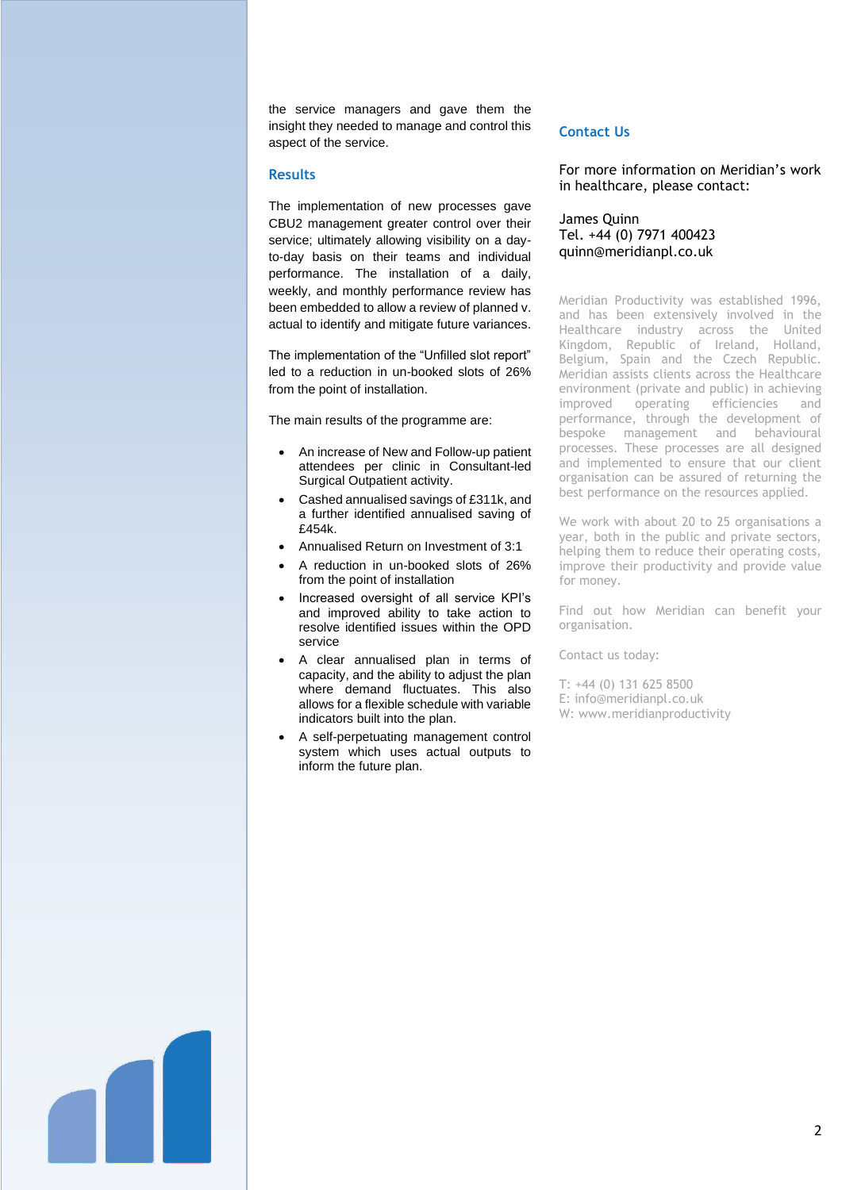the service managers and gave them the insight they needed to manage and control this aspect of the service.

## Results

The implementation of new processes gave CBU2 management greater control over their service; ultimately allowing visibility on a day-to-day basis on their teams and individual performance. The installation of a daily, weekly, and monthly performance review has been embedded to allow a review of planned v. actual to identify and mitigate future variances.

The implementation of the "Unfilled slot report" led to a reduction in un-booked slots of 26% from the point of installation.

The main results of the programme are:

- An increase of New and Follow-up patient attendees per clinic in Consultant-led Surgical Outpatient activity.
- Cashed annualised savings of £311k, and a further identified annualised saving of £454k.
- Annualised Return on Investment of 3:1
- A reduction in un-booked slots of 26% from the point of installation
- Increased oversight of all service KPI's and improved ability to take action to resolve identified issues within the OPD service
- A clear annualised plan in terms of capacity, and the ability to adjust the plan where demand fluctuates. This also allows for a flexible schedule with variable indicators built into the plan.
- A self-perpetuating management control system which uses actual outputs to inform the future plan.

## Contact Us

For more information on Meridian's work in healthcare, please contact:

James Quinn
Tel. +44 (0) 7971 400423
quinn@meridianpl.co.uk

Meridian Productivity was established 1996, and has been extensively involved in the Healthcare industry across the United Kingdom, Republic of Ireland, Holland, Belgium, Spain and the Czech Republic. Meridian assists clients across the Healthcare environment (private and public) in achieving improved operating efficiencies and performance, through the development of bespoke management and behavioural processes. These processes are all designed and implemented to ensure that our client organisation can be assured of returning the best performance on the resources applied.

We work with about 20 to 25 organisations a year, both in the public and private sectors, helping them to reduce their operating costs, improve their productivity and provide value for money.

Find out how Meridian can benefit your organisation.

Contact us today:

T: +44 (0) 131 625 8500
E: info@meridianpl.co.uk
W: www.meridianproductivity